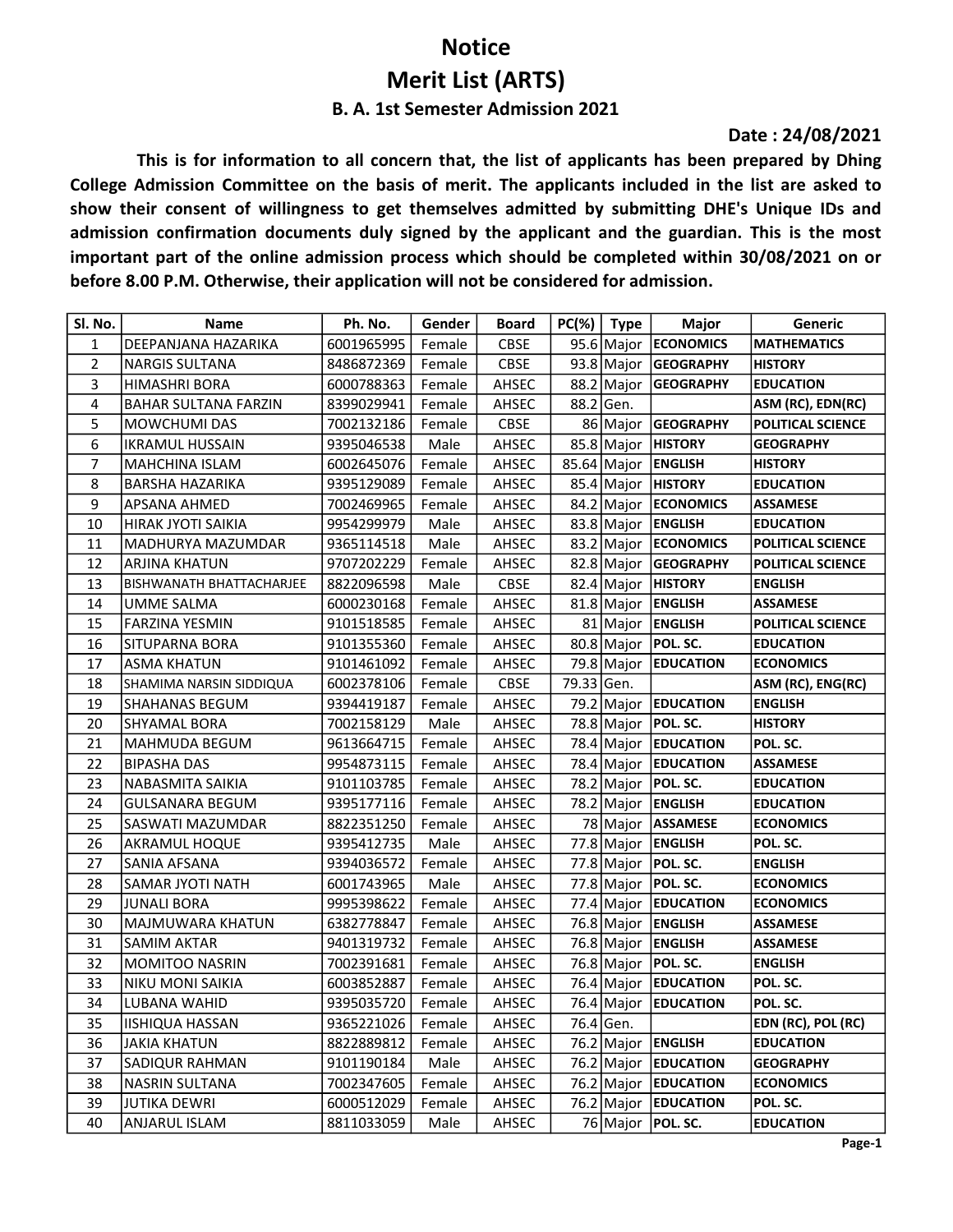# Notice

# Merit List (ARTS)

### B. A. 1st Semester Admission 2021

**Date : 24/08/2021**

**This is for information to all concern that, the list of applicants has been prepared by Dhing College Admission Committee on the basis of merit. The applicants included in the list are asked to show their consent of willingness to get themselves admitted by submitting DHE's Unique IDs and admission confirmation documents duly signed by the applicant and the guardian. This is the most important part of the online admission process which should be completed within 30/08/2021 on or before 8.00 P.M. Otherwise, their application will not be considered for admission.**

| Sl. No. | Name | Ph. No. | Gender | Board | PC(%) | Type | Major | Generic |
|---|---|---|---|---|---|---|---|---|
| 1 | DEEPANJANA HAZARIKA | 6001965995 | Female | CBSE | 95.6 | Major | ECONOMICS | MATHEMATICS |
| 2 | NARGIS SULTANA | 8486872369 | Female | CBSE | 93.8 | Major | GEOGRAPHY | HISTORY |
| 3 | HIMASHRI BORA | 6000788363 | Female | AHSEC | 88.2 | Major | GEOGRAPHY | EDUCATION |
| 4 | BAHAR SULTANA FARZIN | 8399029941 | Female | AHSEC | 88.2 | Gen. | | ASM (RC), EDN(RC) |
| 5 | MOWCHUMI DAS | 7002132186 | Female | CBSE | 86 | Major | GEOGRAPHY | POLITICAL SCIENCE |
| 6 | IKRAMUL HUSSAIN | 9395046538 | Male | AHSEC | 85.8 | Major | HISTORY | GEOGRAPHY |
| 7 | MAHCHINA ISLAM | 6002645076 | Female | AHSEC | 85.64 | Major | ENGLISH | HISTORY |
| 8 | BARSHA HAZARIKA | 9395129089 | Female | AHSEC | 85.4 | Major | HISTORY | EDUCATION |
| 9 | APSANA AHMED | 7002469965 | Female | AHSEC | 84.2 | Major | ECONOMICS | ASSAMESE |
| 10 | HIRAK JYOTI SAIKIA | 9954299979 | Male | AHSEC | 83.8 | Major | ENGLISH | EDUCATION |
| 11 | MADHURYA MAZUMDAR | 9365114518 | Male | AHSEC | 83.2 | Major | ECONOMICS | POLITICAL SCIENCE |
| 12 | ARJINA KHATUN | 9707202229 | Female | AHSEC | 82.8 | Major | GEOGRAPHY | POLITICAL SCIENCE |
| 13 | BISHWANATH BHATTACHARJEE | 8822096598 | Male | CBSE | 82.4 | Major | HISTORY | ENGLISH |
| 14 | UMME SALMA | 6000230168 | Female | AHSEC | 81.8 | Major | ENGLISH | ASSAMESE |
| 15 | FARZINA YESMIN | 9101518585 | Female | AHSEC | 81 | Major | ENGLISH | POLITICAL SCIENCE |
| 16 | SITUPARNA BORA | 9101355360 | Female | AHSEC | 80.8 | Major | POL. SC. | EDUCATION |
| 17 | ASMA KHATUN | 9101461092 | Female | AHSEC | 79.8 | Major | EDUCATION | ECONOMICS |
| 18 | SHAMIMA NARSIN SIDDIQUA | 6002378106 | Female | CBSE | 79.33 | Gen. | | ASM (RC), ENG(RC) |
| 19 | SHAHANAS BEGUM | 9394419187 | Female | AHSEC | 79.2 | Major | EDUCATION | ENGLISH |
| 20 | SHYAMAL BORA | 7002158129 | Male | AHSEC | 78.8 | Major | POL. SC. | HISTORY |
| 21 | MAHMUDA BEGUM | 9613664715 | Female | AHSEC | 78.4 | Major | EDUCATION | POL. SC. |
| 22 | BIPASHA DAS | 9954873115 | Female | AHSEC | 78.4 | Major | EDUCATION | ASSAMESE |
| 23 | NABASMITA SAIKIA | 9101103785 | Female | AHSEC | 78.2 | Major | POL. SC. | EDUCATION |
| 24 | GULSANARA BEGUM | 9395177116 | Female | AHSEC | 78.2 | Major | ENGLISH | EDUCATION |
| 25 | SASWATI MAZUMDAR | 8822351250 | Female | AHSEC | 78 | Major | ASSAMESE | ECONOMICS |
| 26 | AKRAMUL HOQUE | 9395412735 | Male | AHSEC | 77.8 | Major | ENGLISH | POL. SC. |
| 27 | SANIA AFSANA | 9394036572 | Female | AHSEC | 77.8 | Major | POL. SC. | ENGLISH |
| 28 | SAMAR JYOTI NATH | 6001743965 | Male | AHSEC | 77.8 | Major | POL. SC. | ECONOMICS |
| 29 | JUNALI BORA | 9995398622 | Female | AHSEC | 77.4 | Major | EDUCATION | ECONOMICS |
| 30 | MAJMUWARA KHATUN | 6382778847 | Female | AHSEC | 76.8 | Major | ENGLISH | ASSAMESE |
| 31 | SAMIM AKTAR | 9401319732 | Female | AHSEC | 76.8 | Major | ENGLISH | ASSAMESE |
| 32 | MOMITOO NASRIN | 7002391681 | Female | AHSEC | 76.8 | Major | POL. SC. | ENGLISH |
| 33 | NIKU MONI SAIKIA | 6003852887 | Female | AHSEC | 76.4 | Major | EDUCATION | POL. SC. |
| 34 | LUBANA WAHID | 9395035720 | Female | AHSEC | 76.4 | Major | EDUCATION | POL. SC. |
| 35 | IISHIQUA HASSAN | 9365221026 | Female | AHSEC | 76.4 | Gen. | | EDN (RC), POL (RC) |
| 36 | JAKIA KHATUN | 8822889812 | Female | AHSEC | 76.2 | Major | ENGLISH | EDUCATION |
| 37 | SADIQUR RAHMAN | 9101190184 | Male | AHSEC | 76.2 | Major | EDUCATION | GEOGRAPHY |
| 38 | NASRIN SULTANA | 7002347605 | Female | AHSEC | 76.2 | Major | EDUCATION | ECONOMICS |
| 39 | JUTIKA DEWRI | 6000512029 | Female | AHSEC | 76.2 | Major | EDUCATION | POL. SC. |
| 40 | ANJARUL ISLAM | 8811033059 | Male | AHSEC | 76 | Major | POL. SC. | EDUCATION |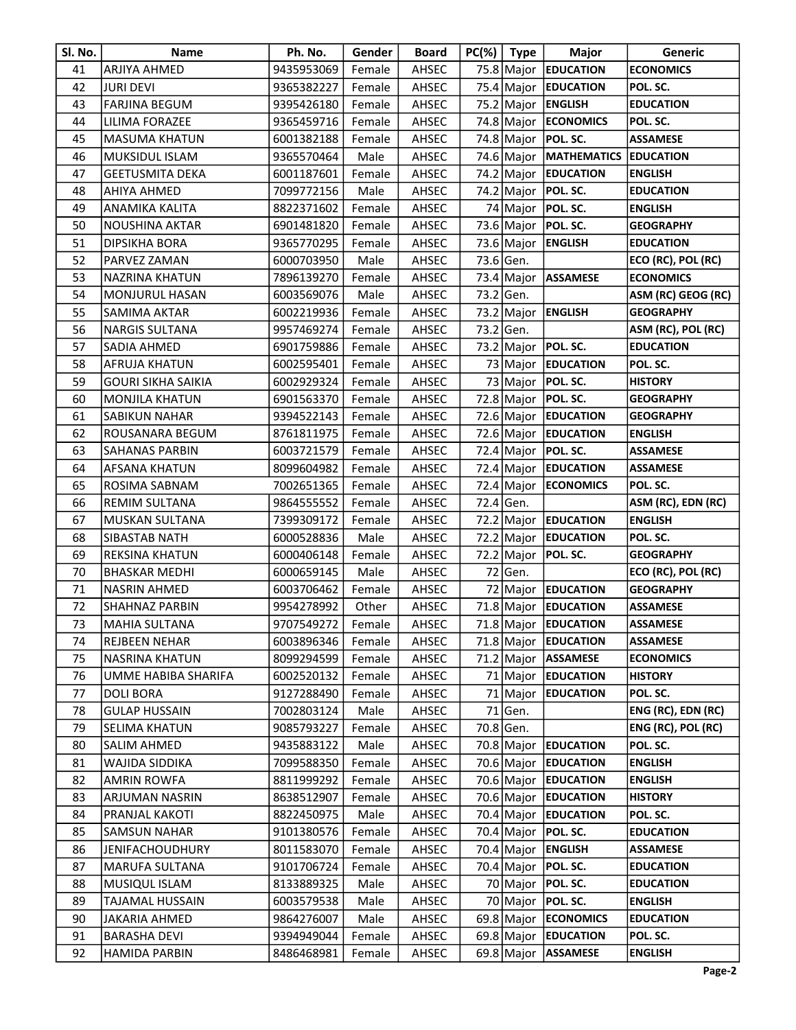| Sl. No. | Name | Ph. No. | Gender | Board | PC(%) | Type | Major | Generic |
|---|---|---|---|---|---|---|---|---|
| 41 | ARJIYA AHMED | 9435953069 | Female | AHSEC | 75.8 | Major | **EDUCATION** | **ECONOMICS** |
| 42 | JURI DEVI | 9365382227 | Female | AHSEC | 75.4 | Major | **EDUCATION** | **POL. SC.** |
| 43 | FARJINA BEGUM | 9395426180 | Female | AHSEC | 75.2 | Major | **ENGLISH** | **EDUCATION** |
| 44 | LILIMA FORAZEE | 9365459716 | Female | AHSEC | 74.8 | Major | **ECONOMICS** | **POL. SC.** |
| 45 | MASUMA KHATUN | 6001382188 | Female | AHSEC | 74.8 | Major | **POL. SC.** | **ASSAMESE** |
| 46 | MUKSIDUL ISLAM | 9365570464 | Male | AHSEC | 74.6 | Major | **MATHEMATICS** | **EDUCATION** |
| 47 | GEETUSMITA DEKA | 6001187601 | Female | AHSEC | 74.2 | Major | **EDUCATION** | **ENGLISH** |
| 48 | AHIYA AHMED | 7099772156 | Male | AHSEC | 74.2 | Major | **POL. SC.** | **EDUCATION** |
| 49 | ANAMIKA KALITA | 8822371602 | Female | AHSEC | 74 | Major | **POL. SC.** | **ENGLISH** |
| 50 | NOUSHINA AKTAR | 6901481820 | Female | AHSEC | 73.6 | Major | **POL. SC.** | **GEOGRAPHY** |
| 51 | DIPSIKHA BORA | 9365770295 | Female | AHSEC | 73.6 | Major | **ENGLISH** | **EDUCATION** |
| 52 | PARVEZ ZAMAN | 6000703950 | Male | AHSEC | 73.6 | Gen. | | **ECO (RC), POL (RC)** |
| 53 | NAZRINA KHATUN | 7896139270 | Female | AHSEC | 73.4 | Major | **ASSAMESE** | **ECONOMICS** |
| 54 | MONJURUL HASAN | 6003569076 | Male | AHSEC | 73.2 | Gen. | | **ASM (RC) GEOG (RC)** |
| 55 | SAMIMA AKTAR | 6002219936 | Female | AHSEC | 73.2 | Major | **ENGLISH** | **GEOGRAPHY** |
| 56 | NARGIS SULTANA | 9957469274 | Female | AHSEC | 73.2 | Gen. | | **ASM (RC), POL (RC)** |
| 57 | SADIA AHMED | 6901759886 | Female | AHSEC | 73.2 | Major | **POL. SC.** | **EDUCATION** |
| 58 | AFRUJA KHATUN | 6002595401 | Female | AHSEC | 73 | Major | **EDUCATION** | **POL. SC.** |
| 59 | GOURI SIKHA SAIKIA | 6002929324 | Female | AHSEC | 73 | Major | **POL. SC.** | **HISTORY** |
| 60 | MONJILA KHATUN | 6901563370 | Female | AHSEC | 72.8 | Major | **POL. SC.** | **GEOGRAPHY** |
| 61 | SABIKUN NAHAR | 9394522143 | Female | AHSEC | 72.6 | Major | **EDUCATION** | **GEOGRAPHY** |
| 62 | ROUSANARA BEGUM | 8761811975 | Female | AHSEC | 72.6 | Major | **EDUCATION** | **ENGLISH** |
| 63 | SAHANAS PARBIN | 6003721579 | Female | AHSEC | 72.4 | Major | **POL. SC.** | **ASSAMESE** |
| 64 | AFSANA KHATUN | 8099604982 | Female | AHSEC | 72.4 | Major | **EDUCATION** | **ASSAMESE** |
| 65 | ROSIMA SABNAM | 7002651365 | Female | AHSEC | 72.4 | Major | **ECONOMICS** | **POL. SC.** |
| 66 | REMIM SULTANA | 9864555552 | Female | AHSEC | 72.4 | Gen. | | **ASM (RC), EDN (RC)** |
| 67 | MUSKAN SULTANA | 7399309172 | Female | AHSEC | 72.2 | Major | **EDUCATION** | **ENGLISH** |
| 68 | SIBASTAB NATH | 6000528836 | Male | AHSEC | 72.2 | Major | **EDUCATION** | **POL. SC.** |
| 69 | REKSINA KHATUN | 6000406148 | Female | AHSEC | 72.2 | Major | **POL. SC.** | **GEOGRAPHY** |
| 70 | BHASKAR MEDHI | 6000659145 | Male | AHSEC | 72 | Gen. | | **ECO (RC), POL (RC)** |
| 71 | NASRIN AHMED | 6003706462 | Female | AHSEC | 72 | Major | **EDUCATION** | **GEOGRAPHY** |
| 72 | SHAHNAZ PARBIN | 9954278992 | Other | AHSEC | 71.8 | Major | **EDUCATION** | **ASSAMESE** |
| 73 | MAHIA SULTANA | 9707549272 | Female | AHSEC | 71.8 | Major | **EDUCATION** | **ASSAMESE** |
| 74 | REJBEEN NEHAR | 6003896346 | Female | AHSEC | 71.8 | Major | **EDUCATION** | **ASSAMESE** |
| 75 | NASRINA KHATUN | 8099294599 | Female | AHSEC | 71.2 | Major | **ASSAMESE** | **ECONOMICS** |
| 76 | UMME HABIBA SHARIFA | 6002520132 | Female | AHSEC | 71 | Major | **EDUCATION** | **HISTORY** |
| 77 | DOLI BORA | 9127288490 | Female | AHSEC | 71 | Major | **EDUCATION** | **POL. SC.** |
| 78 | GULAP HUSSAIN | 7002803124 | Male | AHSEC | 71 | Gen. | | **ENG (RC), EDN (RC)** |
| 79 | SELIMA KHATUN | 9085793227 | Female | AHSEC | 70.8 | Gen. | | **ENG (RC), POL (RC)** |
| 80 | SALIM AHMED | 9435883122 | Male | AHSEC | 70.8 | Major | **EDUCATION** | **POL. SC.** |
| 81 | WAJIDA SIDDIKA | 7099588350 | Female | AHSEC | 70.6 | Major | **EDUCATION** | **ENGLISH** |
| 82 | AMRIN ROWFA | 8811999292 | Female | AHSEC | 70.6 | Major | **EDUCATION** | **ENGLISH** |
| 83 | ARJUMAN NASRIN | 8638512907 | Female | AHSEC | 70.6 | Major | **EDUCATION** | **HISTORY** |
| 84 | PRANJAL KAKOTI | 8822450975 | Male | AHSEC | 70.4 | Major | **EDUCATION** | **POL. SC.** |
| 85 | SAMSUN NAHAR | 9101380576 | Female | AHSEC | 70.4 | Major | **POL. SC.** | **EDUCATION** |
| 86 | JENIFACHOUDHURY | 8011583070 | Female | AHSEC | 70.4 | Major | **ENGLISH** | **ASSAMESE** |
| 87 | MARUFA SULTANA | 9101706724 | Female | AHSEC | 70.4 | Major | **POL. SC.** | **EDUCATION** |
| 88 | MUSIQUL ISLAM | 8133889325 | Male | AHSEC | 70 | Major | **POL. SC.** | **EDUCATION** |
| 89 | TAJAMAL HUSSAIN | 6003579538 | Male | AHSEC | 70 | Major | **POL. SC.** | **ENGLISH** |
| 90 | JAKARIA AHMED | 9864276007 | Male | AHSEC | 69.8 | Major | **ECONOMICS** | **EDUCATION** |
| 91 | BARASHA DEVI | 9394949044 | Female | AHSEC | 69.8 | Major | **EDUCATION** | **POL. SC.** |
| 92 | HAMIDA PARBIN | 8486468981 | Female | AHSEC | 69.8 | Major | **ASSAMESE** | **ENGLISH** |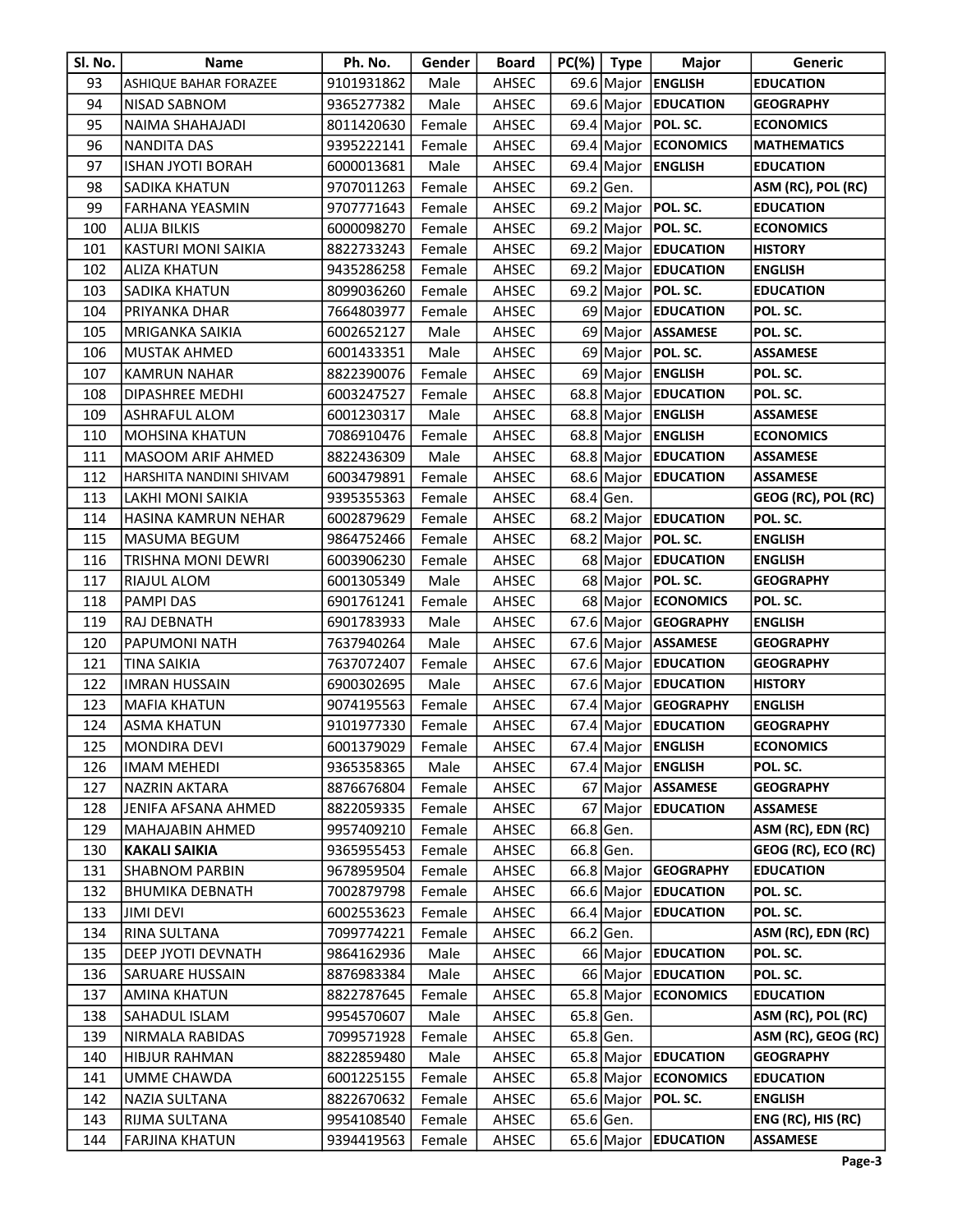| Sl. No. | Name | Ph. No. | Gender | Board | PC(%) | Type | Major | Generic |
|---|---|---|---|---|---|---|---|---|
| 93 | ASHIQUE BAHAR FORAZEE | 9101931862 | Male | AHSEC | 69.6 | Major | ENGLISH | EDUCATION |
| 94 | NISAD SABNOM | 9365277382 | Male | AHSEC | 69.6 | Major | EDUCATION | GEOGRAPHY |
| 95 | NAIMA SHAHAJADI | 8011420630 | Female | AHSEC | 69.4 | Major | POL. SC. | ECONOMICS |
| 96 | NANDITA DAS | 9395222141 | Female | AHSEC | 69.4 | Major | ECONOMICS | MATHEMATICS |
| 97 | ISHAN JYOTI BORAH | 6000013681 | Male | AHSEC | 69.4 | Major | ENGLISH | EDUCATION |
| 98 | SADIKA KHATUN | 9707011263 | Female | AHSEC | 69.2 | Gen. | | ASM (RC), POL (RC) |
| 99 | FARHANA YEASMIN | 9707771643 | Female | AHSEC | 69.2 | Major | POL. SC. | EDUCATION |
| 100 | ALIJA BILKIS | 6000098270 | Female | AHSEC | 69.2 | Major | POL. SC. | ECONOMICS |
| 101 | KASTURI MONI SAIKIA | 8822733243 | Female | AHSEC | 69.2 | Major | EDUCATION | HISTORY |
| 102 | ALIZA KHATUN | 9435286258 | Female | AHSEC | 69.2 | Major | EDUCATION | ENGLISH |
| 103 | SADIKA KHATUN | 8099036260 | Female | AHSEC | 69.2 | Major | POL. SC. | EDUCATION |
| 104 | PRIYANKA DHAR | 7664803977 | Female | AHSEC | 69 | Major | EDUCATION | POL. SC. |
| 105 | MRIGANKA SAIKIA | 6002652127 | Male | AHSEC | 69 | Major | ASSAMESE | POL. SC. |
| 106 | MUSTAK AHMED | 6001433351 | Male | AHSEC | 69 | Major | POL. SC. | ASSAMESE |
| 107 | KAMRUN NAHAR | 8822390076 | Female | AHSEC | 69 | Major | ENGLISH | POL. SC. |
| 108 | DIPASHREE MEDHI | 6003247527 | Female | AHSEC | 68.8 | Major | EDUCATION | POL. SC. |
| 109 | ASHRAFUL ALOM | 6001230317 | Male | AHSEC | 68.8 | Major | ENGLISH | ASSAMESE |
| 110 | MOHSINA KHATUN | 7086910476 | Female | AHSEC | 68.8 | Major | ENGLISH | ECONOMICS |
| 111 | MASOOM ARIF AHMED | 8822436309 | Male | AHSEC | 68.8 | Major | EDUCATION | ASSAMESE |
| 112 | HARSHITA NANDINI SHIVAM | 6003479891 | Female | AHSEC | 68.6 | Major | EDUCATION | ASSAMESE |
| 113 | LAKHI MONI SAIKIA | 9395355363 | Female | AHSEC | 68.4 | Gen. | | GEOG (RC), POL (RC) |
| 114 | HASINA KAMRUN NEHAR | 6002879629 | Female | AHSEC | 68.2 | Major | EDUCATION | POL. SC. |
| 115 | MASUMA BEGUM | 9864752466 | Female | AHSEC | 68.2 | Major | POL. SC. | ENGLISH |
| 116 | TRISHNA MONI DEWRI | 6003906230 | Female | AHSEC | 68 | Major | EDUCATION | ENGLISH |
| 117 | RIAJUL ALOM | 6001305349 | Male | AHSEC | 68 | Major | POL. SC. | GEOGRAPHY |
| 118 | PAMPI DAS | 6901761241 | Female | AHSEC | 68 | Major | ECONOMICS | POL. SC. |
| 119 | RAJ DEBNATH | 6901783933 | Male | AHSEC | 67.6 | Major | GEOGRAPHY | ENGLISH |
| 120 | PAPUMONI NATH | 7637940264 | Male | AHSEC | 67.6 | Major | ASSAMESE | GEOGRAPHY |
| 121 | TINA SAIKIA | 7637072407 | Female | AHSEC | 67.6 | Major | EDUCATION | GEOGRAPHY |
| 122 | IMRAN HUSSAIN | 6900302695 | Male | AHSEC | 67.6 | Major | EDUCATION | HISTORY |
| 123 | MAFIA KHATUN | 9074195563 | Female | AHSEC | 67.4 | Major | GEOGRAPHY | ENGLISH |
| 124 | ASMA KHATUN | 9101977330 | Female | AHSEC | 67.4 | Major | EDUCATION | GEOGRAPHY |
| 125 | MONDIRA DEVI | 6001379029 | Female | AHSEC | 67.4 | Major | ENGLISH | ECONOMICS |
| 126 | IMAM MEHEDI | 9365358365 | Male | AHSEC | 67.4 | Major | ENGLISH | POL. SC. |
| 127 | NAZRIN AKTARA | 8876676804 | Female | AHSEC | 67 | Major | ASSAMESE | GEOGRAPHY |
| 128 | JENIFA AFSANA AHMED | 8822059335 | Female | AHSEC | 67 | Major | EDUCATION | ASSAMESE |
| 129 | MAHAJABIN AHMED | 9957409210 | Female | AHSEC | 66.8 | Gen. | | ASM (RC), EDN (RC) |
| 130 | **KAKALI SAIKIA** | 9365955453 | Female | AHSEC | 66.8 | Gen. | | GEOG (RC), ECO (RC) |
| 131 | SHABNOM PARBIN | 9678959504 | Female | AHSEC | 66.8 | Major | GEOGRAPHY | EDUCATION |
| 132 | BHUMIKA DEBNATH | 7002879798 | Female | AHSEC | 66.6 | Major | EDUCATION | POL. SC. |
| 133 | JIMI DEVI | 6002553623 | Female | AHSEC | 66.4 | Major | EDUCATION | POL. SC. |
| 134 | RINA SULTANA | 7099774221 | Female | AHSEC | 66.2 | Gen. | | ASM (RC), EDN (RC) |
| 135 | DEEP JYOTI DEVNATH | 9864162936 | Male | AHSEC | 66 | Major | EDUCATION | POL. SC. |
| 136 | SARUARE HUSSAIN | 8876983384 | Male | AHSEC | 66 | Major | EDUCATION | POL. SC. |
| 137 | AMINA KHATUN | 8822787645 | Female | AHSEC | 65.8 | Major | ECONOMICS | EDUCATION |
| 138 | SAHADUL ISLAM | 9954570607 | Male | AHSEC | 65.8 | Gen. | | ASM (RC), POL (RC) |
| 139 | NIRMALA RABIDAS | 7099571928 | Female | AHSEC | 65.8 | Gen. | | ASM (RC), GEOG (RC) |
| 140 | HIBJUR RAHMAN | 8822859480 | Male | AHSEC | 65.8 | Major | EDUCATION | GEOGRAPHY |
| 141 | UMME CHAWDA | 6001225155 | Female | AHSEC | 65.8 | Major | ECONOMICS | EDUCATION |
| 142 | NAZIA SULTANA | 8822670632 | Female | AHSEC | 65.6 | Major | POL. SC. | ENGLISH |
| 143 | RIJMA SULTANA | 9954108540 | Female | AHSEC | 65.6 | Gen. | | ENG (RC), HIS (RC) |
| 144 | FARJINA KHATUN | 9394419563 | Female | AHSEC | 65.6 | Major | EDUCATION | ASSAMESE |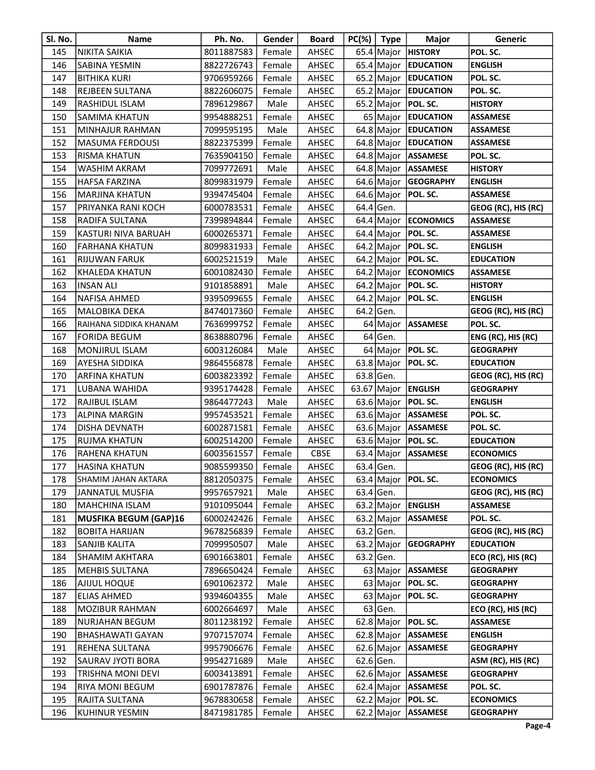| Sl. No. | Name | Ph. No. | Gender | Board | PC(%) | Type | Major | Generic |
|---|---|---|---|---|---|---|---|---|
| 145 | NIKITA SAIKIA | 8011887583 | Female | AHSEC | 65.4 | Major | **HISTORY** | **POL. SC.** |
| 146 | SABINA YESMIN | 8822726743 | Female | AHSEC | 65.4 | Major | **EDUCATION** | **ENGLISH** |
| 147 | BITHIKA KURI | 9706959266 | Female | AHSEC | 65.2 | Major | **EDUCATION** | **POL. SC.** |
| 148 | REJBEEN SULTANA | 8822606075 | Female | AHSEC | 65.2 | Major | **EDUCATION** | **POL. SC.** |
| 149 | RASHIDUL ISLAM | 7896129867 | Male | AHSEC | 65.2 | Major | **POL. SC.** | **HISTORY** |
| 150 | SAMIMA KHATUN | 9954888251 | Female | AHSEC | 65 | Major | **EDUCATION** | **ASSAMESE** |
| 151 | MINHAJUR RAHMAN | 7099595195 | Male | AHSEC | 64.8 | Major | **EDUCATION** | **ASSAMESE** |
| 152 | MASUMA FERDOUSI | 8822375399 | Female | AHSEC | 64.8 | Major | **EDUCATION** | **ASSAMESE** |
| 153 | RISMA KHATUN | 7635904150 | Female | AHSEC | 64.8 | Major | **ASSAMESE** | **POL. SC.** |
| 154 | WASHIM AKRAM | 7099772691 | Male | AHSEC | 64.8 | Major | **ASSAMESE** | **HISTORY** |
| 155 | HAFSA FARZINA | 8099831979 | Female | AHSEC | 64.6 | Major | **GEOGRAPHY** | **ENGLISH** |
| 156 | MARJINA KHATUN | 9394745404 | Female | AHSEC | 64.6 | Major | **POL. SC.** | **ASSAMESE** |
| 157 | PRIYANKA RANI KOCH | 6000783531 | Female | AHSEC | 64.4 | Gen. | | **GEOG (RC), HIS (RC)** |
| 158 | RADIFA SULTANA | 7399894844 | Female | AHSEC | 64.4 | Major | **ECONOMICS** | **ASSAMESE** |
| 159 | KASTURI NIVA BARUAH | 6000265371 | Female | AHSEC | 64.4 | Major | **POL. SC.** | **ASSAMESE** |
| 160 | FARHANA KHATUN | 8099831933 | Female | AHSEC | 64.2 | Major | **POL. SC.** | **ENGLISH** |
| 161 | RIJUWAN FARUK | 6002521519 | Male | AHSEC | 64.2 | Major | **POL. SC.** | **EDUCATION** |
| 162 | KHALEDA KHATUN | 6001082430 | Female | AHSEC | 64.2 | Major | **ECONOMICS** | **ASSAMESE** |
| 163 | INSAN ALI | 9101858891 | Male | AHSEC | 64.2 | Major | **POL. SC.** | **HISTORY** |
| 164 | NAFISA AHMED | 9395099655 | Female | AHSEC | 64.2 | Major | **POL. SC.** | **ENGLISH** |
| 165 | MALOBIKA DEKA | 8474017360 | Female | AHSEC | 64.2 | Gen. | | **GEOG (RC), HIS (RC)** |
| 166 | RAIHANA SIDDIKA KHANAM | 7636999752 | Female | AHSEC | 64 | Major | **ASSAMESE** | **POL. SC.** |
| 167 | FORIDA BEGUM | 8638880796 | Female | AHSEC | 64 | Gen. | | **ENG (RC), HIS (RC)** |
| 168 | MONJIRUL ISLAM | 6003126084 | Male | AHSEC | 64 | Major | **POL. SC.** | **GEOGRAPHY** |
| 169 | AYESHA SIDDIKA | 9864556878 | Female | AHSEC | 63.8 | Major | **POL. SC.** | **EDUCATION** |
| 170 | ARFINA KHATUN | 6003823392 | Female | AHSEC | 63.8 | Gen. | | **GEOG (RC), HIS (RC)** |
| 171 | LUBANA WAHIDA | 9395174428 | Female | AHSEC | 63.67 | Major | **ENGLISH** | **GEOGRAPHY** |
| 172 | RAJIBUL ISLAM | 9864477243 | Male | AHSEC | 63.6 | Major | **POL. SC.** | **ENGLISH** |
| 173 | ALPINA MARGIN | 9957453521 | Female | AHSEC | 63.6 | Major | **ASSAMESE** | **POL. SC.** |
| 174 | DISHA DEVNATH | 6002871581 | Female | AHSEC | 63.6 | Major | **ASSAMESE** | **POL. SC.** |
| 175 | RUJMA KHATUN | 6002514200 | Female | AHSEC | 63.6 | Major | **POL. SC.** | **EDUCATION** |
| 176 | RAHENA KHATUN | 6003561557 | Female | CBSE | 63.4 | Major | **ASSAMESE** | **ECONOMICS** |
| 177 | HASINA KHATUN | 9085599350 | Female | AHSEC | 63.4 | Gen. | | **GEOG (RC), HIS (RC)** |
| 178 | SHAMIM JAHAN AKTARA | 8812050375 | Female | AHSEC | 63.4 | Major | **POL. SC.** | **ECONOMICS** |
| 179 | JANNATUL MUSFIA | 9957657921 | Male | AHSEC | 63.4 | Gen. | | **GEOG (RC), HIS (RC)** |
| 180 | MAHCHINA ISLAM | 9101095044 | Female | AHSEC | 63.2 | Major | **ENGLISH** | **ASSAMESE** |
| 181 | **MUSFIKA BEGUM (GAP)16** | 6000242426 | Female | AHSEC | 63.2 | Major | **ASSAMESE** | **POL. SC.** |
| 182 | BOBITA HARIJAN | 9678256839 | Female | AHSEC | 63.2 | Gen. | | **GEOG (RC), HIS (RC)** |
| 183 | SANJIB KALITA | 7099950507 | Male | AHSEC | 63.2 | Major | **GEOGRAPHY** | **EDUCATION** |
| 184 | SHAMIM AKHTARA | 6901663801 | Female | AHSEC | 63.2 | Gen. | | **ECO (RC), HIS (RC)** |
| 185 | MEHBIS SULTANA | 7896650424 | Female | AHSEC | 63 | Major | **ASSAMESE** | **GEOGRAPHY** |
| 186 | AJIJUL HOQUE | 6901062372 | Male | AHSEC | 63 | Major | **POL. SC.** | **GEOGRAPHY** |
| 187 | ELIAS AHMED | 9394604355 | Male | AHSEC | 63 | Major | **POL. SC.** | **GEOGRAPHY** |
| 188 | MOZIBUR RAHMAN | 6002664697 | Male | AHSEC | 63 | Gen. | | **ECO (RC), HIS (RC)** |
| 189 | NURJAHAN BEGUM | 8011238192 | Female | AHSEC | 62.8 | Major | **POL. SC.** | **ASSAMESE** |
| 190 | BHASHAWATI GAYAN | 9707157074 | Female | AHSEC | 62.8 | Major | **ASSAMESE** | **ENGLISH** |
| 191 | REHENA SULTANA | 9957906676 | Female | AHSEC | 62.6 | Major | **ASSAMESE** | **GEOGRAPHY** |
| 192 | SAURAV JYOTI BORA | 9954271689 | Male | AHSEC | 62.6 | Gen. | | **ASM (RC), HIS (RC)** |
| 193 | TRISHNA MONI DEVI | 6003413891 | Female | AHSEC | 62.6 | Major | **ASSAMESE** | **GEOGRAPHY** |
| 194 | RIYA MONI BEGUM | 6901787876 | Female | AHSEC | 62.4 | Major | **ASSAMESE** | **POL. SC.** |
| 195 | RAJITA SULTANA | 9678830658 | Female | AHSEC | 62.2 | Major | **POL. SC.** | **ECONOMICS** |
| 196 | KUHINUR YESMIN | 8471981785 | Female | AHSEC | 62.2 | Major | **ASSAMESE** | **GEOGRAPHY** |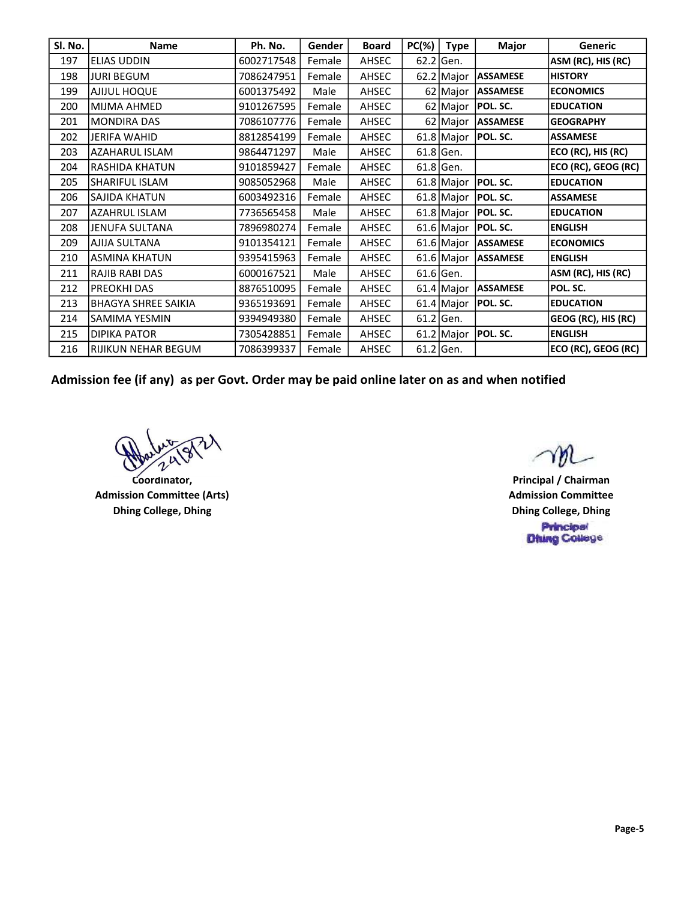| Sl. No. | Name | Ph. No. | Gender | Board | PC(%) | Type | Major | Generic |
|---|---|---|---|---|---|---|---|---|
| 197 | ELIAS UDDIN | 6002717548 | Female | AHSEC | 62.2 | Gen. | | ASM (RC), HIS (RC) |
| 198 | JURI BEGUM | 7086247951 | Female | AHSEC | 62.2 | Major | ASSAMESE | HISTORY |
| 199 | AJIJUL HOQUE | 6001375492 | Male | AHSEC | 62 | Major | ASSAMESE | ECONOMICS |
| 200 | MIJMA AHMED | 9101267595 | Female | AHSEC | 62 | Major | POL. SC. | EDUCATION |
| 201 | MONDIRA DAS | 7086107776 | Female | AHSEC | 62 | Major | ASSAMESE | GEOGRAPHY |
| 202 | JERIFA WAHID | 8812854199 | Female | AHSEC | 61.8 | Major | POL. SC. | ASSAMESE |
| 203 | AZAHARUL ISLAM | 9864471297 | Male | AHSEC | 61.8 | Gen. | | ECO (RC), HIS (RC) |
| 204 | RASHIDA KHATUN | 9101859427 | Female | AHSEC | 61.8 | Gen. | | ECO (RC), GEOG (RC) |
| 205 | SHARIFUL ISLAM | 9085052968 | Male | AHSEC | 61.8 | Major | POL. SC. | EDUCATION |
| 206 | SAJIDA KHATUN | 6003492316 | Female | AHSEC | 61.8 | Major | POL. SC. | ASSAMESE |
| 207 | AZAHRUL ISLAM | 7736565458 | Male | AHSEC | 61.8 | Major | POL. SC. | EDUCATION |
| 208 | JENUFA SULTANA | 7896980274 | Female | AHSEC | 61.6 | Major | POL. SC. | ENGLISH |
| 209 | AJIJA SULTANA | 9101354121 | Female | AHSEC | 61.6 | Major | ASSAMESE | ECONOMICS |
| 210 | ASMINA KHATUN | 9395415963 | Female | AHSEC | 61.6 | Major | ASSAMESE | ENGLISH |
| 211 | RAJIB RABI DAS | 6000167521 | Male | AHSEC | 61.6 | Gen. | | ASM (RC), HIS (RC) |
| 212 | PREOKHI DAS | 8876510095 | Female | AHSEC | 61.4 | Major | ASSAMESE | POL. SC. |
| 213 | BHAGYA SHREE SAIKIA | 9365193691 | Female | AHSEC | 61.4 | Major | POL. SC. | EDUCATION |
| 214 | SAMIMA YESMIN | 9394949380 | Female | AHSEC | 61.2 | Gen. | | GEOG (RC), HIS (RC) |
| 215 | DIPIKA PATOR | 7305428851 | Female | AHSEC | 61.2 | Major | POL. SC. | ENGLISH |
| 216 | RIJIKUN NEHAR BEGUM | 7086399337 | Female | AHSEC | 61.2 | Gen. | | ECO (RC), GEOG (RC) |

**Admission fee (if any) as per Govt. Order may be paid online later on as and when notified**

24/8/21

**Coordinator,**
**Admission Committee (Arts)**
**Dhing College, Dhing**

**Principal / Chairman**
**Admission Committee**
**Dhing College, Dhing**

Principal
Dhing College